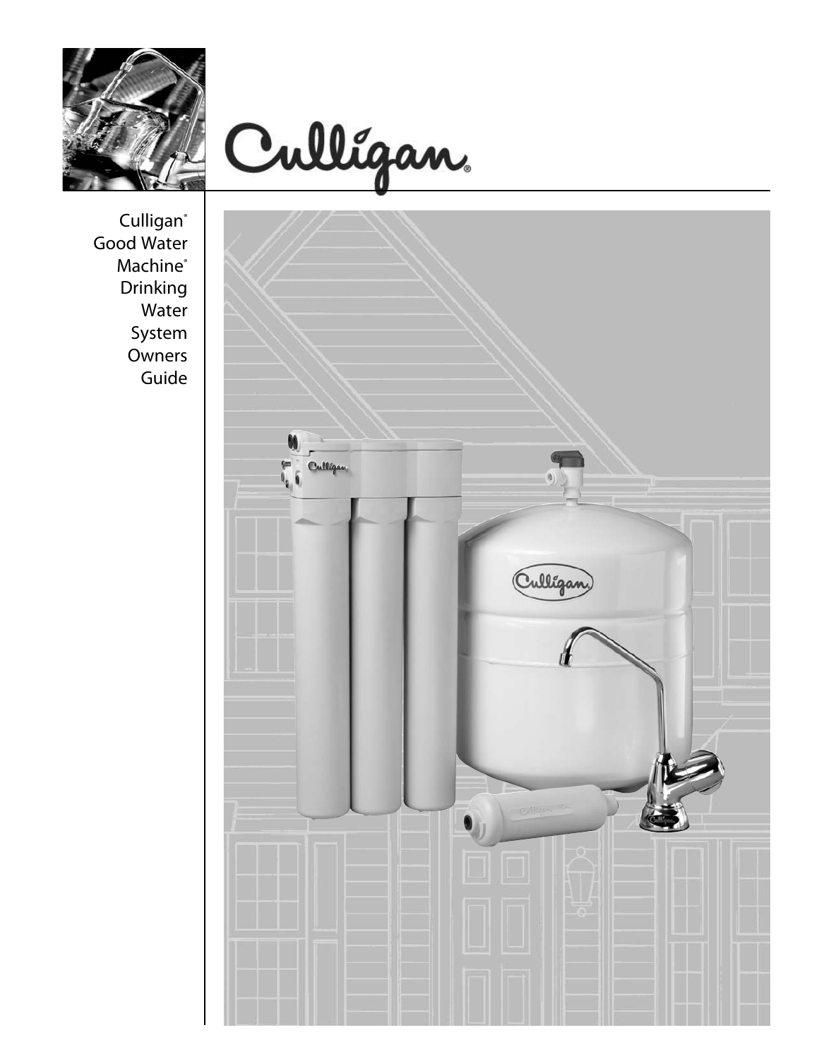# Culligan®

Culligan® Good Water Machine® Drinking Water System Owners Guide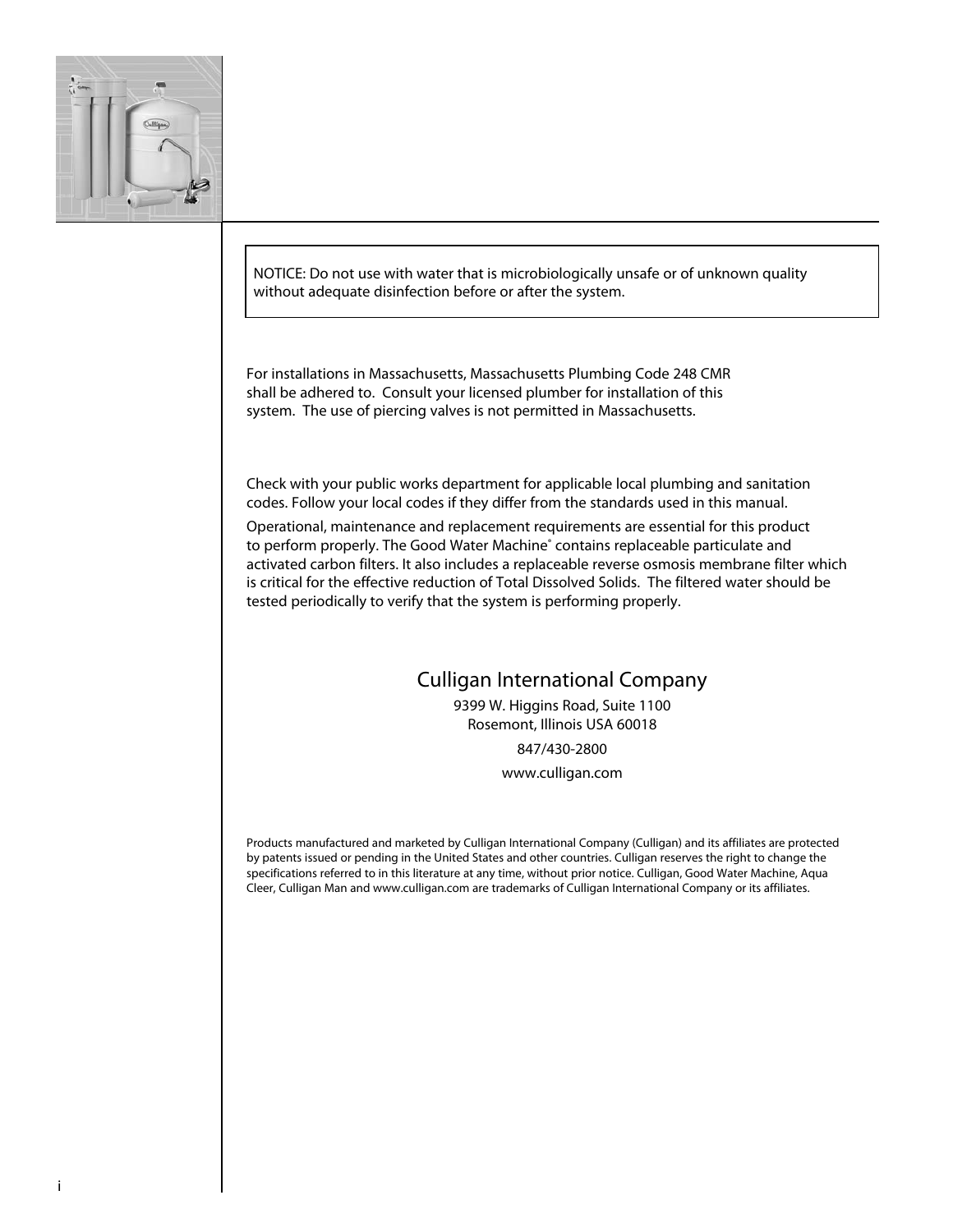NOTICE: Do not use with water that is microbiologically unsafe or of unknown quality without adequate disinfection before or after the system.

For installations in Massachusetts, Massachusetts Plumbing Code 248 CMR shall be adhered to. Consult your licensed plumber for installation of this system. The use of piercing valves is not permitted in Massachusetts.

Check with your public works department for applicable local plumbing and sanitation codes. Follow your local codes if they differ from the standards used in this manual.

Operational, maintenance and replacement requirements are essential for this product to perform properly. The Good Water Machine® contains replaceable particulate and activated carbon filters. It also includes a replaceable reverse osmosis membrane filter which is critical for the effective reduction of Total Dissolved Solids. The filtered water should be tested periodically to verify that the system is performing properly.

Culligan International Company

9399 W. Higgins Road, Suite 1100
Rosemont, Illinois USA 60018

847/430-2800

www.culligan.com

Products manufactured and marketed by Culligan International Company (Culligan) and its affiliates are protected by patents issued or pending in the United States and other countries. Culligan reserves the right to change the specifications referred to in this literature at any time, without prior notice. Culligan, Good Water Machine, Aqua Cleer, Culligan Man and www.culligan.com are trademarks of Culligan International Company or its affiliates.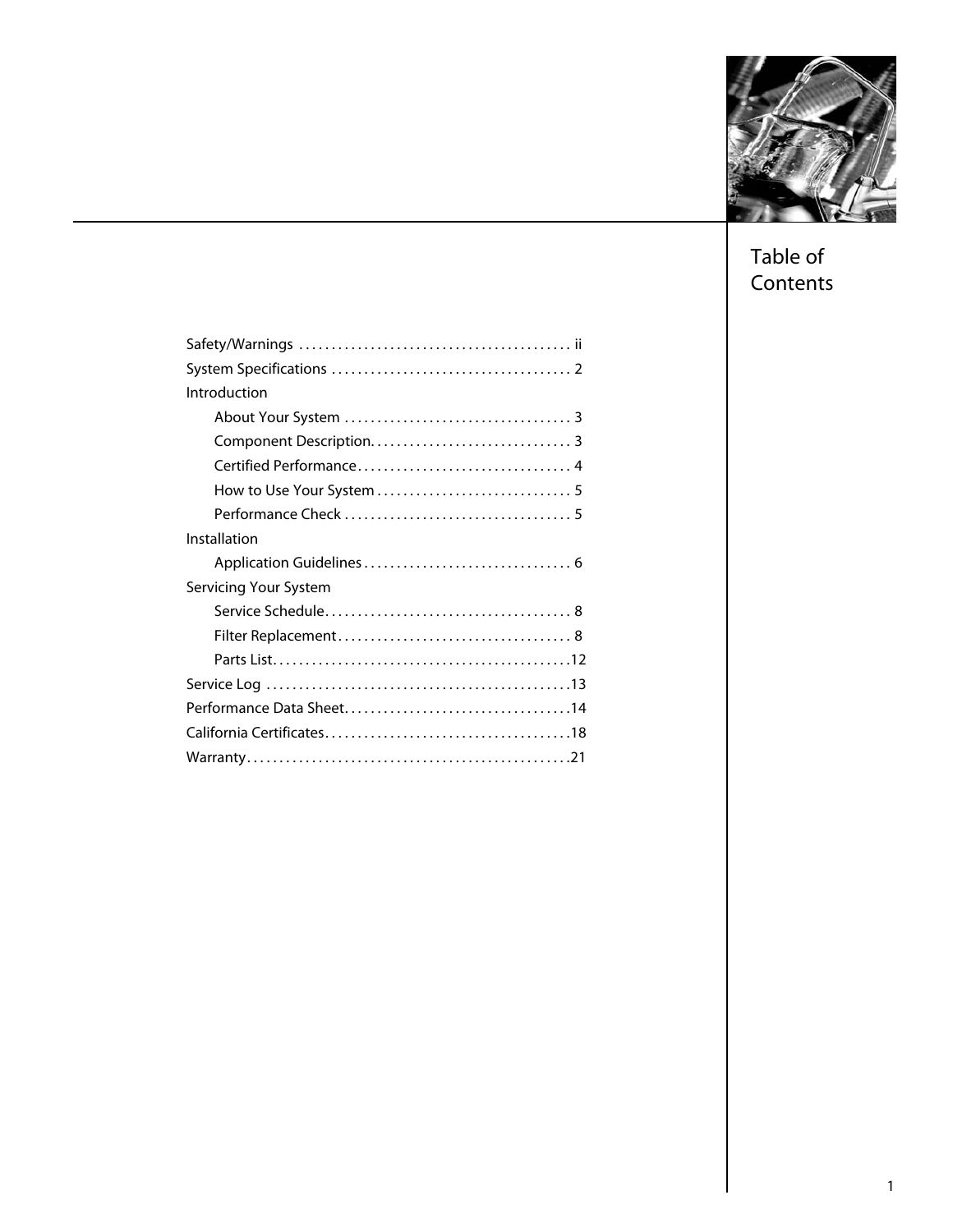# Table of Contents

Safety/Warnings .......................................... ii
System Specifications .................................... 2
Introduction
- About Your System .................................. 3
- Component Description. .............................. 3
- Certified Performance................................. 4
- How to Use Your System ............................. 5
- Performance Check ................................... 5

Installation
- Application Guidelines ................................ 6

Servicing Your System
- Service Schedule...................................... 8
- Filter Replacement.................................... 8
- Parts List.............................................12

Service Log ..............................................13
Performance Data Sheet..................................14
California Certificates.....................................18
Warranty.................................................21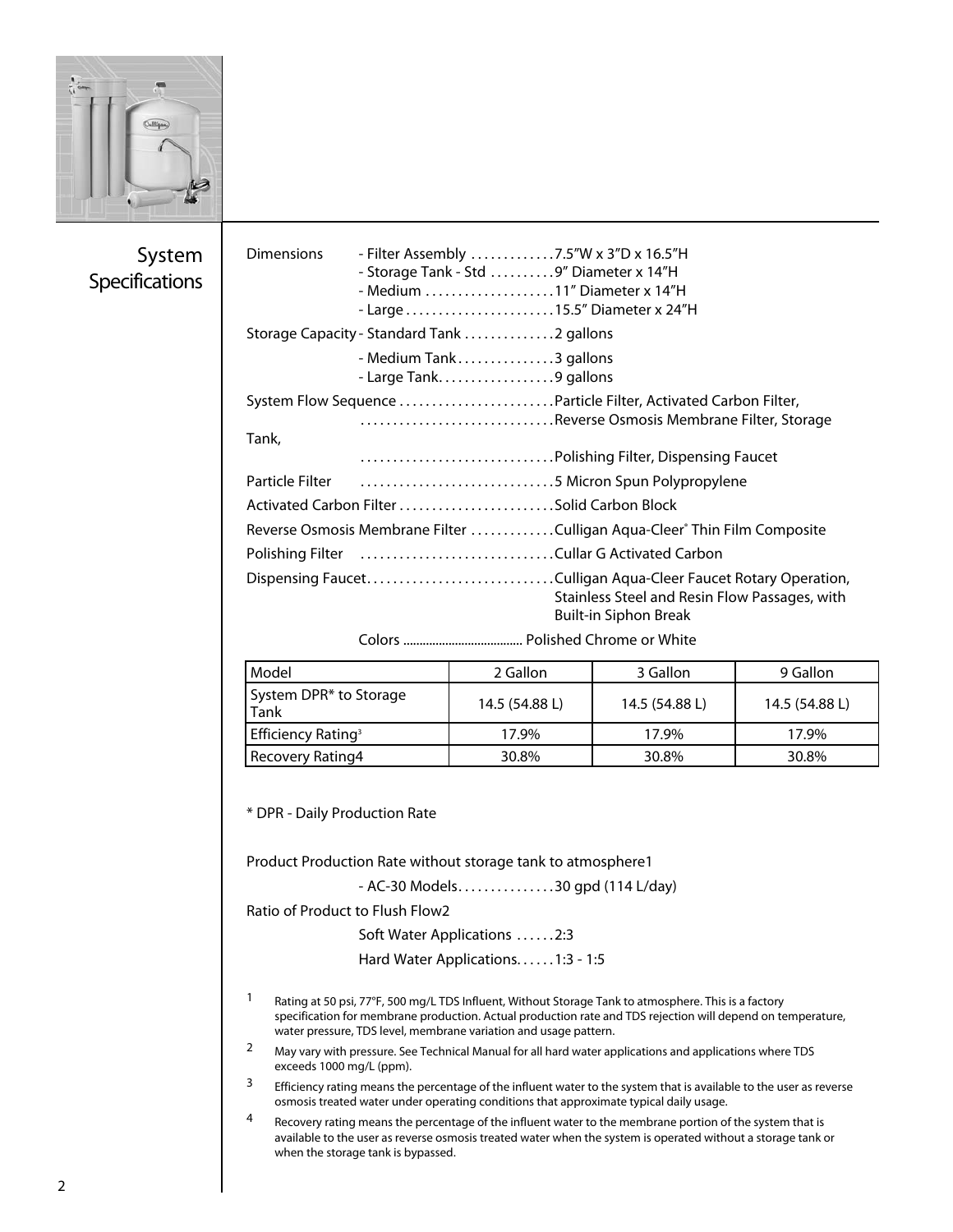## System Specifications

Dimensions - Filter Assembly ............7.5"W x 3"D x 16.5"H
- Storage Tank - Std ..........9" Diameter x 14"H
- Medium ....................11" Diameter x 14"H
- Large .......................15.5" Diameter x 24"H

Storage Capacity - Standard Tank .............2 gallons
- Medium Tank..............3 gallons
- Large Tank..................9 gallons

System Flow Sequence ........................Particle Filter, Activated Carbon Filter, ..............................Reverse Osmosis Membrane Filter, Storage Tank, ..............................Polishing Filter, Dispensing Faucet

Particle Filter ..............................5 Micron Spun Polypropylene

Activated Carbon Filter ........................Solid Carbon Block

Reverse Osmosis Membrane Filter ............Culligan Aqua-Cleer® Thin Film Composite

Polishing Filter ..............................Cullar G Activated Carbon

Dispensing Faucet.............................Culligan Aqua-Cleer Faucet Rotary Operation, Stainless Steel and Resin Flow Passages, with Built-in Siphon Break

Colors ..................................... Polished Chrome or White

| Model | 2 Gallon | 3 Gallon | 9 Gallon |
|---|---|---|---|
| System DPR* to Storage Tank | 14.5 (54.88 L) | 14.5 (54.88 L) | 14.5 (54.88 L) |
| Efficiency Rating[3] | 17.9% | 17.9% | 17.9% |
| Recovery Rating4 | 30.8% | 30.8% | 30.8% |

* DPR - Daily Production Rate

Product Production Rate without storage tank to atmosphere1

- AC-30 Models..............30 gpd (114 L/day)

Ratio of Product to Flush Flow2

Soft Water Applications ......2:3

Hard Water Applications......1:3 - 1:5

[1] Rating at 50 psi, 77°F, 500 mg/L TDS Influent, Without Storage Tank to atmosphere. This is a factory specification for membrane production. Actual production rate and TDS rejection will depend on temperature, water pressure, TDS level, membrane variation and usage pattern.

[2] May vary with pressure. See Technical Manual for all hard water applications and applications where TDS exceeds 1000 mg/L (ppm).

[3] Efficiency rating means the percentage of the influent water to the system that is available to the user as reverse osmosis treated water under operating conditions that approximate typical daily usage.

[4] Recovery rating means the percentage of the influent water to the membrane portion of the system that is available to the user as reverse osmosis treated water when the system is operated without a storage tank or when the storage tank is bypassed.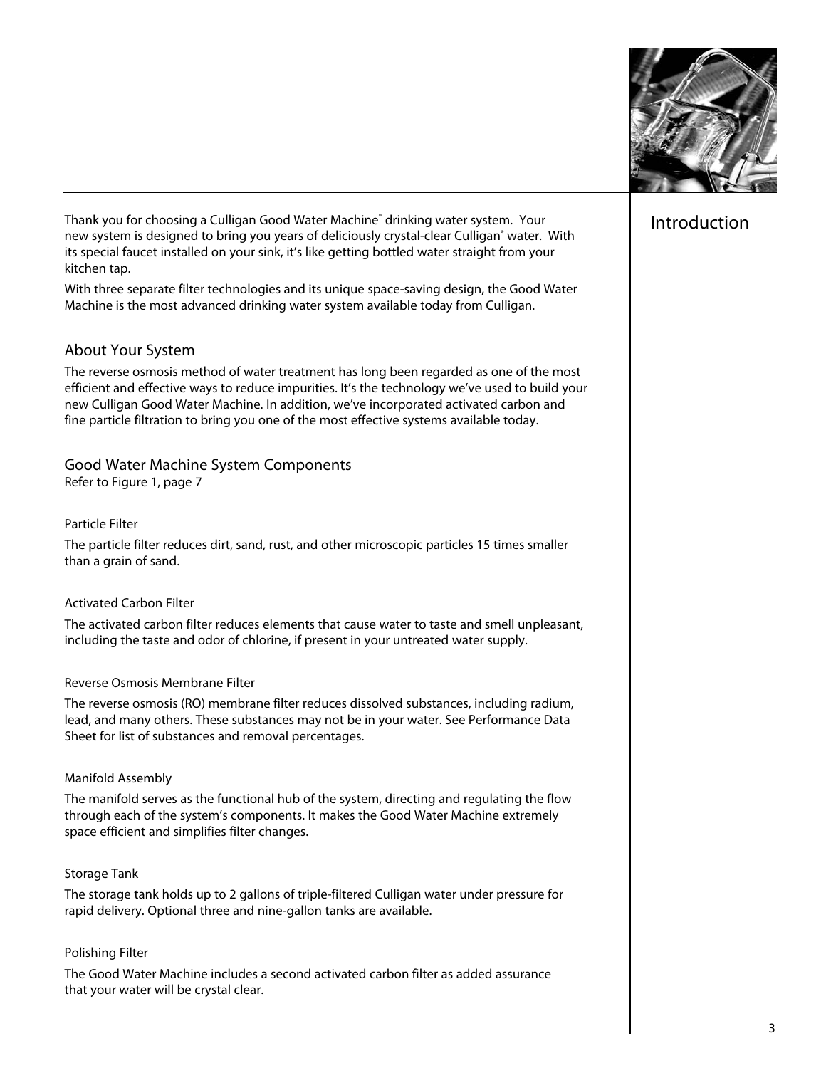# Introduction

Thank you for choosing a Culligan Good Water Machine® drinking water system. Your new system is designed to bring you years of deliciously crystal-clear Culligan® water. With its special faucet installed on your sink, it's like getting bottled water straight from your kitchen tap.

With three separate filter technologies and its unique space-saving design, the Good Water Machine is the most advanced drinking water system available today from Culligan.

## About Your System

The reverse osmosis method of water treatment has long been regarded as one of the most efficient and effective ways to reduce impurities. It's the technology we've used to build your new Culligan Good Water Machine. In addition, we've incorporated activated carbon and fine particle filtration to bring you one of the most effective systems available today.

## Good Water Machine System Components

Refer to Figure 1, page 7

### Particle Filter

The particle filter reduces dirt, sand, rust, and other microscopic particles 15 times smaller than a grain of sand.

### Activated Carbon Filter

The activated carbon filter reduces elements that cause water to taste and smell unpleasant, including the taste and odor of chlorine, if present in your untreated water supply.

### Reverse Osmosis Membrane Filter

The reverse osmosis (RO) membrane filter reduces dissolved substances, including radium, lead, and many others. These substances may not be in your water. See Performance Data Sheet for list of substances and removal percentages.

### Manifold Assembly

The manifold serves as the functional hub of the system, directing and regulating the flow through each of the system's components. It makes the Good Water Machine extremely space efficient and simplifies filter changes.

### Storage Tank

The storage tank holds up to 2 gallons of triple-filtered Culligan water under pressure for rapid delivery. Optional three and nine-gallon tanks are available.

### Polishing Filter

The Good Water Machine includes a second activated carbon filter as added assurance that your water will be crystal clear.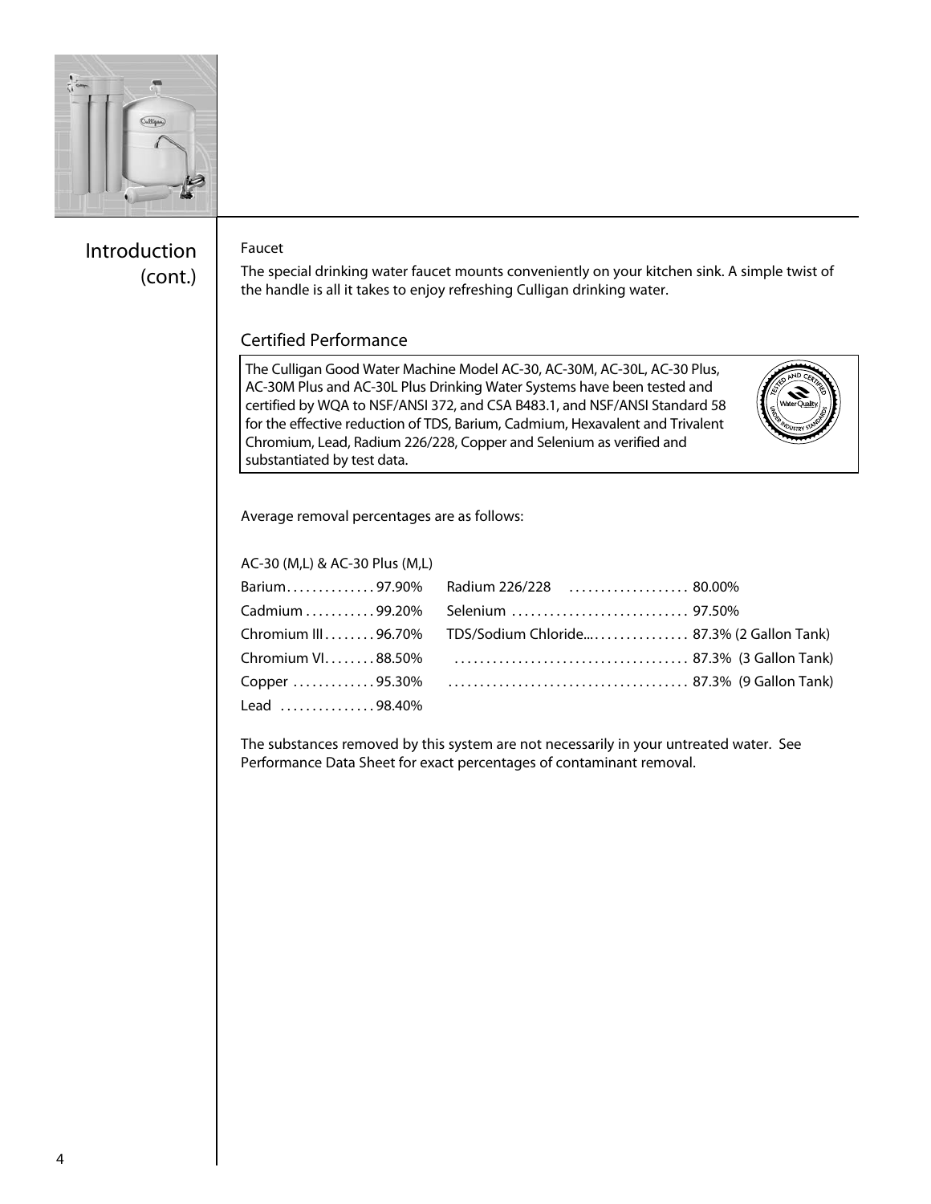## Introduction (cont.)

Faucet

The special drinking water faucet mounts conveniently on your kitchen sink. A simple twist of the handle is all it takes to enjoy refreshing Culligan drinking water.

### Certified Performance

The Culligan Good Water Machine Model AC-30, AC-30M, AC-30L, AC-30 Plus, AC-30M Plus and AC-30L Plus Drinking Water Systems have been tested and certified by WQA to NSF/ANSI 372, and CSA B483.1, and NSF/ANSI Standard 58 for the effective reduction of TDS, Barium, Cadmium, Hexavalent and Trivalent Chromium, Lead, Radium 226/228, Copper and Selenium as verified and substantiated by test data.

Average removal percentages are as follows:

AC-30 (M,L) & AC-30 Plus (M,L)

| Contaminant | Removal | Contaminant | Removal |
|---|---|---|---|
| Barium | 97.90% | Radium 226/228 | 80.00% |
| Cadmium | 99.20% | Selenium | 97.50% |
| Chromium III | 96.70% | TDS/Sodium Chloride | 87.3% (2 Gallon Tank) |
| Chromium VI | 88.50% | | 87.3% (3 Gallon Tank) |
| Copper | 95.30% | | 87.3% (9 Gallon Tank) |
| Lead | 98.40% | | |

The substances removed by this system are not necessarily in your untreated water. See Performance Data Sheet for exact percentages of contaminant removal.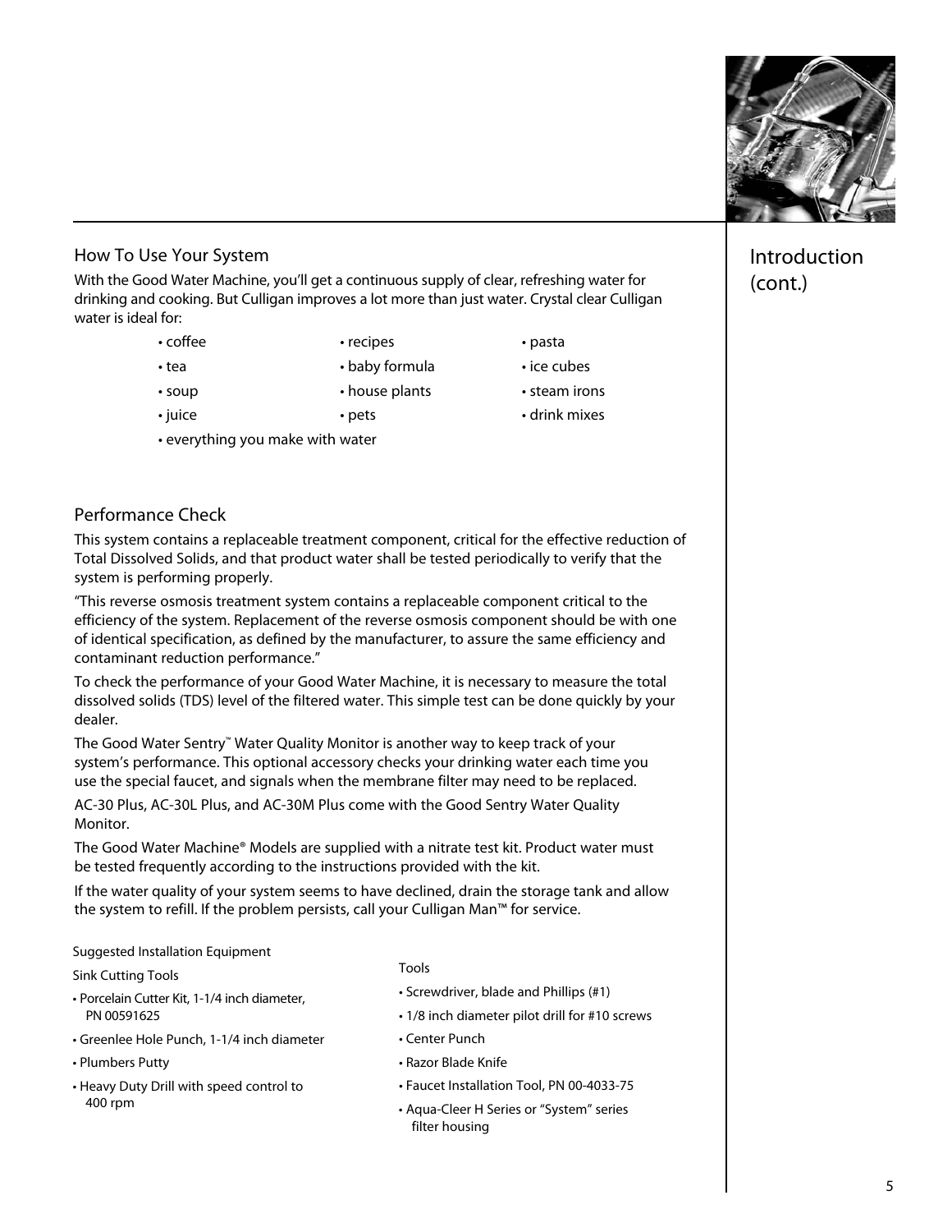## Introduction (cont.)

### How To Use Your System

With the Good Water Machine, you'll get a continuous supply of clear, refreshing water for drinking and cooking. But Culligan improves a lot more than just water. Crystal clear Culligan water is ideal for:

- coffee
- tea
- soup
- juice
- recipes
- baby formula
- house plants
- pets
- pasta
- ice cubes
- steam irons
- drink mixes
- everything you make with water

### Performance Check

This system contains a replaceable treatment component, critical for the effective reduction of Total Dissolved Solids, and that product water shall be tested periodically to verify that the system is performing properly.

"This reverse osmosis treatment system contains a replaceable component critical to the efficiency of the system. Replacement of the reverse osmosis component should be with one of identical specification, as defined by the manufacturer, to assure the same efficiency and contaminant reduction performance."

To check the performance of your Good Water Machine, it is necessary to measure the total dissolved solids (TDS) level of the filtered water. This simple test can be done quickly by your dealer.

The Good Water Sentry™ Water Quality Monitor is another way to keep track of your system's performance. This optional accessory checks your drinking water each time you use the special faucet, and signals when the membrane filter may need to be replaced.

AC-30 Plus, AC-30L Plus, and AC-30M Plus come with the Good Sentry Water Quality Monitor.

The Good Water Machine® Models are supplied with a nitrate test kit. Product water must be tested frequently according to the instructions provided with the kit.

If the water quality of your system seems to have declined, drain the storage tank and allow the system to refill. If the problem persists, call your Culligan Man™ for service.

Suggested Installation Equipment

Sink Cutting Tools

- Porcelain Cutter Kit, 1-1/4 inch diameter, PN 00591625
- Greenlee Hole Punch, 1-1/4 inch diameter
- Plumbers Putty
- Heavy Duty Drill with speed control to 400 rpm

Tools

- Screwdriver, blade and Phillips (#1)
- 1/8 inch diameter pilot drill for #10 screws
- Center Punch
- Razor Blade Knife
- Faucet Installation Tool, PN 00-4033-75
- Aqua-Cleer H Series or "System" series filter housing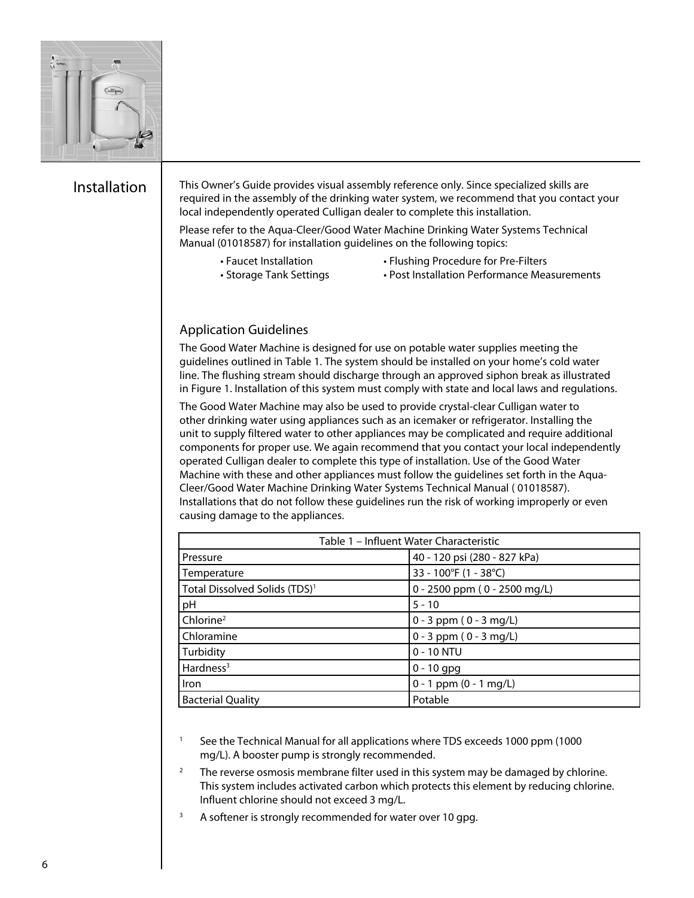# Installation

This Owner's Guide provides visual assembly reference only. Since specialized skills are required in the assembly of the drinking water system, we recommend that you contact your local independently operated Culligan dealer to complete this installation.

Please refer to the Aqua-Cleer/Good Water Machine Drinking Water Systems Technical Manual (01018587) for installation guidelines on the following topics:

- Faucet Installation
- Storage Tank Settings
- Flushing Procedure for Pre-Filters
- Post Installation Performance Measurements

## Application Guidelines

The Good Water Machine is designed for use on potable water supplies meeting the guidelines outlined in Table 1. The system should be installed on your home's cold water line. The flushing stream should discharge through an approved siphon break as illustrated in Figure 1. Installation of this system must comply with state and local laws and regulations.

The Good Water Machine may also be used to provide crystal-clear Culligan water to other drinking water using appliances such as an icemaker or refrigerator. Installing the unit to supply filtered water to other appliances may be complicated and require additional components for proper use. We again recommend that you contact your local independently operated Culligan dealer to complete this type of installation. Use of the Good Water Machine with these and other appliances must follow the guidelines set forth in the Aqua-Cleer/Good Water Machine Drinking Water Systems Technical Manual ( 01018587). Installations that do not follow these guidelines run the risk of working improperly or even causing damage to the appliances.

| Table 1 – Influent Water Characteristic | |
|---|---|
| Pressure | 40 - 120 psi (280 - 827 kPa) |
| Temperature | 33 - 100°F (1 - 38°C) |
| Total Dissolved Solids (TDS)[1] | 0 - 2500 ppm ( 0 - 2500 mg/L) |
| pH | 5 - 10 |
| Chlorine[2] | 0 - 3 ppm ( 0 - 3 mg/L) |
| Chloramine | 0 - 3 ppm ( 0 - 3 mg/L) |
| Turbidity | 0 - 10 NTU |
| Hardness[3] | 0 - 10 gpg |
| Iron | 0 - 1 ppm (0 - 1 mg/L) |
| Bacterial Quality | Potable |

[1] See the Technical Manual for all applications where TDS exceeds 1000 ppm (1000 mg/L). A booster pump is strongly recommended.

[2] The reverse osmosis membrane filter used in this system may be damaged by chlorine. This system includes activated carbon which protects this element by reducing chlorine. Influent chlorine should not exceed 3 mg/L.

[3] A softener is strongly recommended for water over 10 gpg.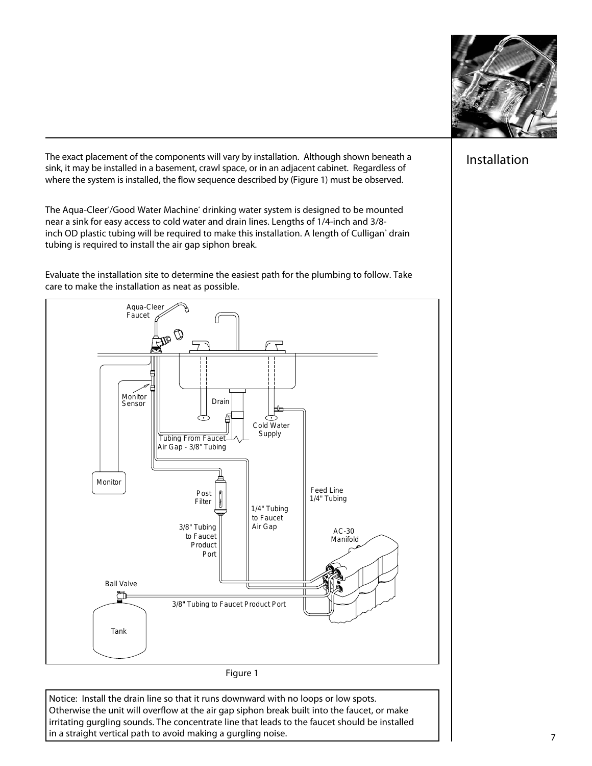## Installation

The exact placement of the components will vary by installation. Although shown beneath a sink, it may be installed in a basement, crawl space, or in an adjacent cabinet. Regardless of where the system is installed, the flow sequence described by (Figure 1) must be observed.

The Aqua-Cleer®/Good Water Machine® drinking water system is designed to be mounted near a sink for easy access to cold water and drain lines. Lengths of 1/4-inch and 3/8-inch OD plastic tubing will be required to make this installation. A length of Culligan® drain tubing is required to install the air gap siphon break.

Evaluate the installation site to determine the easiest path for the plumbing to follow. Take care to make the installation as neat as possible.

Aqua-Cleer Faucet

Monitor Sensor

Drain

Cold Water Supply

Tubing From Faucet Air Gap - 3/8" Tubing

Monitor

Post Filter

Feed Line 1/4" Tubing

1/4" Tubing to Faucet Air Gap

3/8" Tubing to Faucet Product Port

AC-30 Manifold

Ball Valve

3/8" Tubing to Faucet Product Port

Tank

Figure 1

Notice: Install the drain line so that it runs downward with no loops or low spots. Otherwise the unit will overflow at the air gap siphon break built into the faucet, or make irritating gurgling sounds. The concentrate line that leads to the faucet should be installed in a straight vertical path to avoid making a gurgling noise.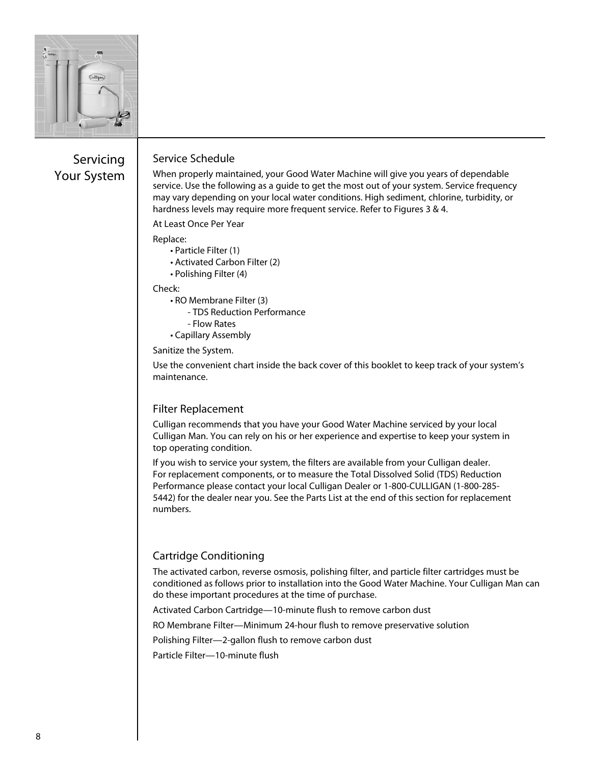# Servicing Your System

## Service Schedule

When properly maintained, your Good Water Machine will give you years of dependable service. Use the following as a guide to get the most out of your system. Service frequency may vary depending on your local water conditions. High sediment, chlorine, turbidity, or hardness levels may require more frequent service. Refer to Figures 3 & 4.

At Least Once Per Year

Replace:

- Particle Filter (1)
- Activated Carbon Filter (2)
- Polishing Filter (4)

Check:

- RO Membrane Filter (3)
  - TDS Reduction Performance
  - Flow Rates
- Capillary Assembly

Sanitize the System.

Use the convenient chart inside the back cover of this booklet to keep track of your system's maintenance.

## Filter Replacement

Culligan recommends that you have your Good Water Machine serviced by your local Culligan Man. You can rely on his or her experience and expertise to keep your system in top operating condition.

If you wish to service your system, the filters are available from your Culligan dealer. For replacement components, or to measure the Total Dissolved Solid (TDS) Reduction Performance please contact your local Culligan Dealer or 1-800-CULLIGAN (1-800-285-5442) for the dealer near you. See the Parts List at the end of this section for replacement numbers.

## Cartridge Conditioning

The activated carbon, reverse osmosis, polishing filter, and particle filter cartridges must be conditioned as follows prior to installation into the Good Water Machine. Your Culligan Man can do these important procedures at the time of purchase.

Activated Carbon Cartridge—10-minute flush to remove carbon dust

RO Membrane Filter—Minimum 24-hour flush to remove preservative solution

Polishing Filter—2-gallon flush to remove carbon dust

Particle Filter—10-minute flush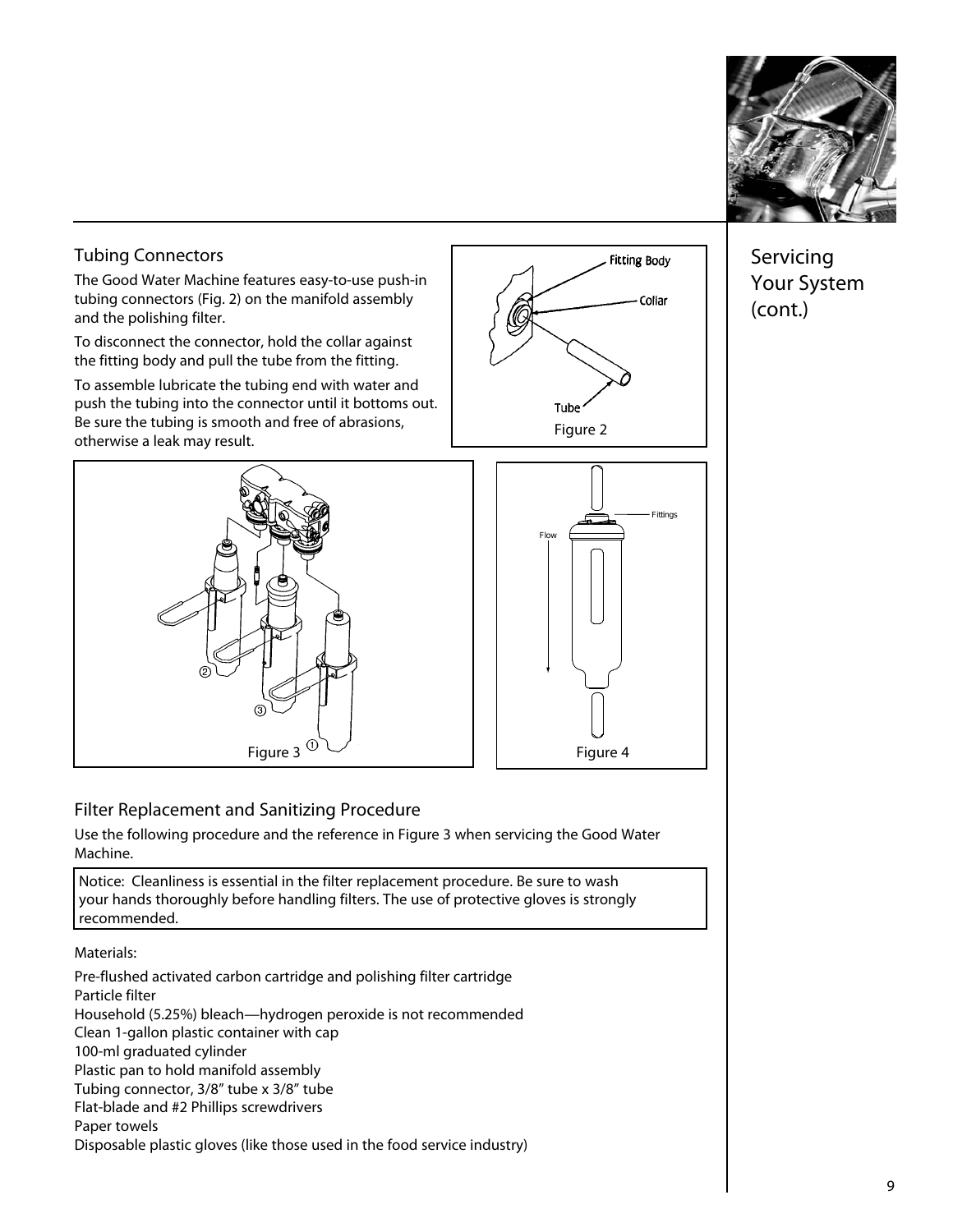## Servicing Your System (cont.)

### Tubing Connectors

The Good Water Machine features easy-to-use push-in tubing connectors (Fig. 2) on the manifold assembly and the polishing filter.

To disconnect the connector, hold the collar against the fitting body and pull the tube from the fitting.

To assemble lubricate the tubing end with water and push the tubing into the connector until it bottoms out. Be sure the tubing is smooth and free of abrasions, otherwise a leak may result.

Figure 2

Figure 3

Figure 4

### Filter Replacement and Sanitizing Procedure

Use the following procedure and the reference in Figure 3 when servicing the Good Water Machine.

Notice: Cleanliness is essential in the filter replacement procedure. Be sure to wash your hands thoroughly before handling filters. The use of protective gloves is strongly recommended.

Materials:

Pre-flushed activated carbon cartridge and polishing filter cartridge
Particle filter
Household (5.25%) bleach—hydrogen peroxide is not recommended
Clean 1-gallon plastic container with cap
100-ml graduated cylinder
Plastic pan to hold manifold assembly
Tubing connector, 3/8″ tube x 3/8″ tube
Flat-blade and #2 Phillips screwdrivers
Paper towels
Disposable plastic gloves (like those used in the food service industry)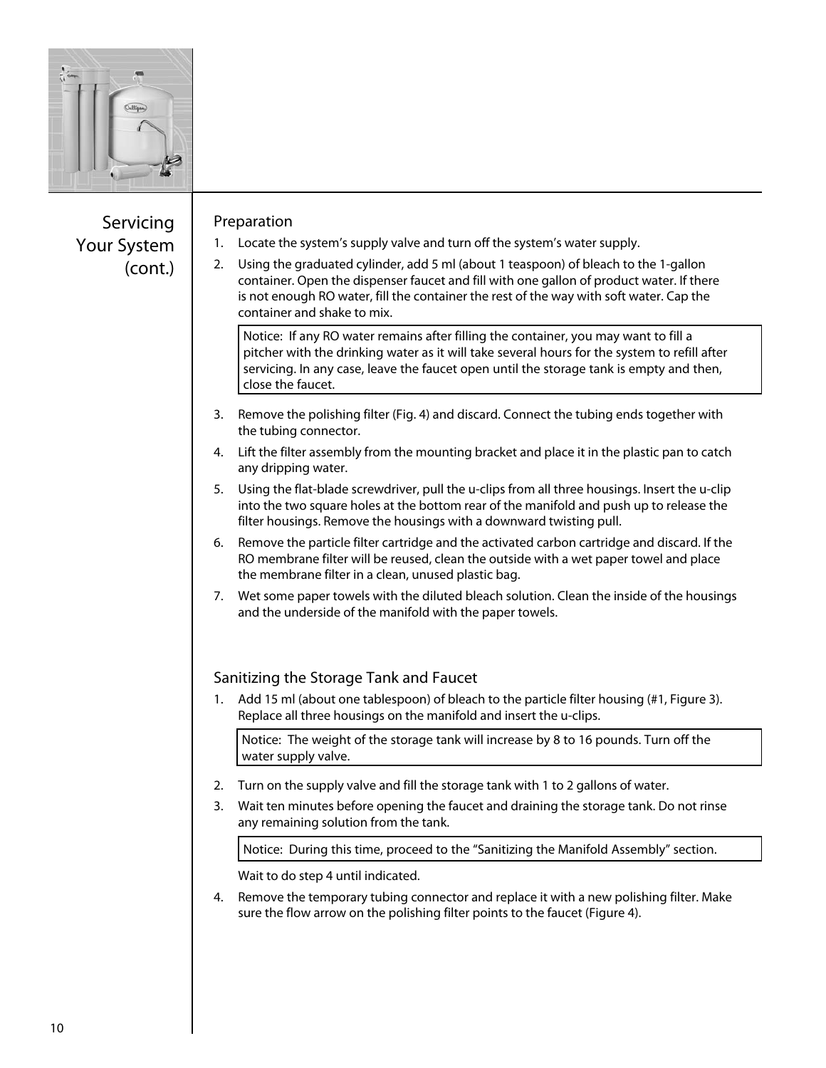## Servicing Your System (cont.)

### Preparation

1. Locate the system's supply valve and turn off the system's water supply.
2. Using the graduated cylinder, add 5 ml (about 1 teaspoon) of bleach to the 1-gallon container. Open the dispenser faucet and fill with one gallon of product water. If there is not enough RO water, fill the container the rest of the way with soft water. Cap the container and shake to mix.

   > Notice: If any RO water remains after filling the container, you may want to fill a pitcher with the drinking water as it will take several hours for the system to refill after servicing. In any case, leave the faucet open until the storage tank is empty and then, close the faucet.

3. Remove the polishing filter (Fig. 4) and discard. Connect the tubing ends together with the tubing connector.
4. Lift the filter assembly from the mounting bracket and place it in the plastic pan to catch any dripping water.
5. Using the flat-blade screwdriver, pull the u-clips from all three housings. Insert the u-clip into the two square holes at the bottom rear of the manifold and push up to release the filter housings. Remove the housings with a downward twisting pull.
6. Remove the particle filter cartridge and the activated carbon cartridge and discard. If the RO membrane filter will be reused, clean the outside with a wet paper towel and place the membrane filter in a clean, unused plastic bag.
7. Wet some paper towels with the diluted bleach solution. Clean the inside of the housings and the underside of the manifold with the paper towels.

### Sanitizing the Storage Tank and Faucet

1. Add 15 ml (about one tablespoon) of bleach to the particle filter housing (#1, Figure 3). Replace all three housings on the manifold and insert the u-clips.

   > Notice: The weight of the storage tank will increase by 8 to 16 pounds. Turn off the water supply valve.

2. Turn on the supply valve and fill the storage tank with 1 to 2 gallons of water.
3. Wait ten minutes before opening the faucet and draining the storage tank. Do not rinse any remaining solution from the tank.

   > Notice: During this time, proceed to the "Sanitizing the Manifold Assembly" section.

   Wait to do step 4 until indicated.

4. Remove the temporary tubing connector and replace it with a new polishing filter. Make sure the flow arrow on the polishing filter points to the faucet (Figure 4).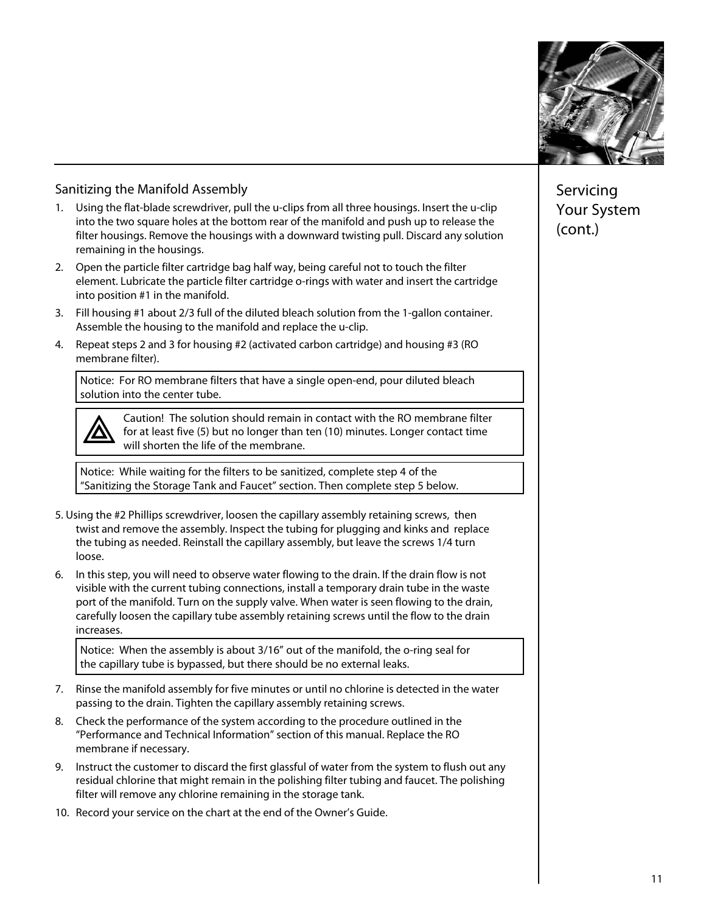## Servicing Your System (cont.)

### Sanitizing the Manifold Assembly

1. Using the flat-blade screwdriver, pull the u-clips from all three housings. Insert the u-clip into the two square holes at the bottom rear of the manifold and push up to release the filter housings. Remove the housings with a downward twisting pull. Discard any solution remaining in the housings.
2. Open the particle filter cartridge bag half way, being careful not to touch the filter element. Lubricate the particle filter cartridge o-rings with water and insert the cartridge into position #1 in the manifold.
3. Fill housing #1 about 2/3 full of the diluted bleach solution from the 1-gallon container. Assemble the housing to the manifold and replace the u-clip.
4. Repeat steps 2 and 3 for housing #2 (activated carbon cartridge) and housing #3 (RO membrane filter).

   > Notice: For RO membrane filters that have a single open-end, pour diluted bleach solution into the center tube.

   > Caution! The solution should remain in contact with the RO membrane filter for at least five (5) but no longer than ten (10) minutes. Longer contact time will shorten the life of the membrane.

   > Notice: While waiting for the filters to be sanitized, complete step 4 of the "Sanitizing the Storage Tank and Faucet" section. Then complete step 5 below.

5. Using the #2 Phillips screwdriver, loosen the capillary assembly retaining screws, then twist and remove the assembly. Inspect the tubing for plugging and kinks and replace the tubing as needed. Reinstall the capillary assembly, but leave the screws 1/4 turn loose.
6. In this step, you will need to observe water flowing to the drain. If the drain flow is not visible with the current tubing connections, install a temporary drain tube in the waste port of the manifold. Turn on the supply valve. When water is seen flowing to the drain, carefully loosen the capillary tube assembly retaining screws until the flow to the drain increases.

   > Notice: When the assembly is about 3/16" out of the manifold, the o-ring seal for the capillary tube is bypassed, but there should be no external leaks.

7. Rinse the manifold assembly for five minutes or until no chlorine is detected in the water passing to the drain. Tighten the capillary assembly retaining screws.
8. Check the performance of the system according to the procedure outlined in the "Performance and Technical Information" section of this manual. Replace the RO membrane if necessary.
9. Instruct the customer to discard the first glassful of water from the system to flush out any residual chlorine that might remain in the polishing filter tubing and faucet. The polishing filter will remove any chlorine remaining in the storage tank.
10. Record your service on the chart at the end of the Owner's Guide.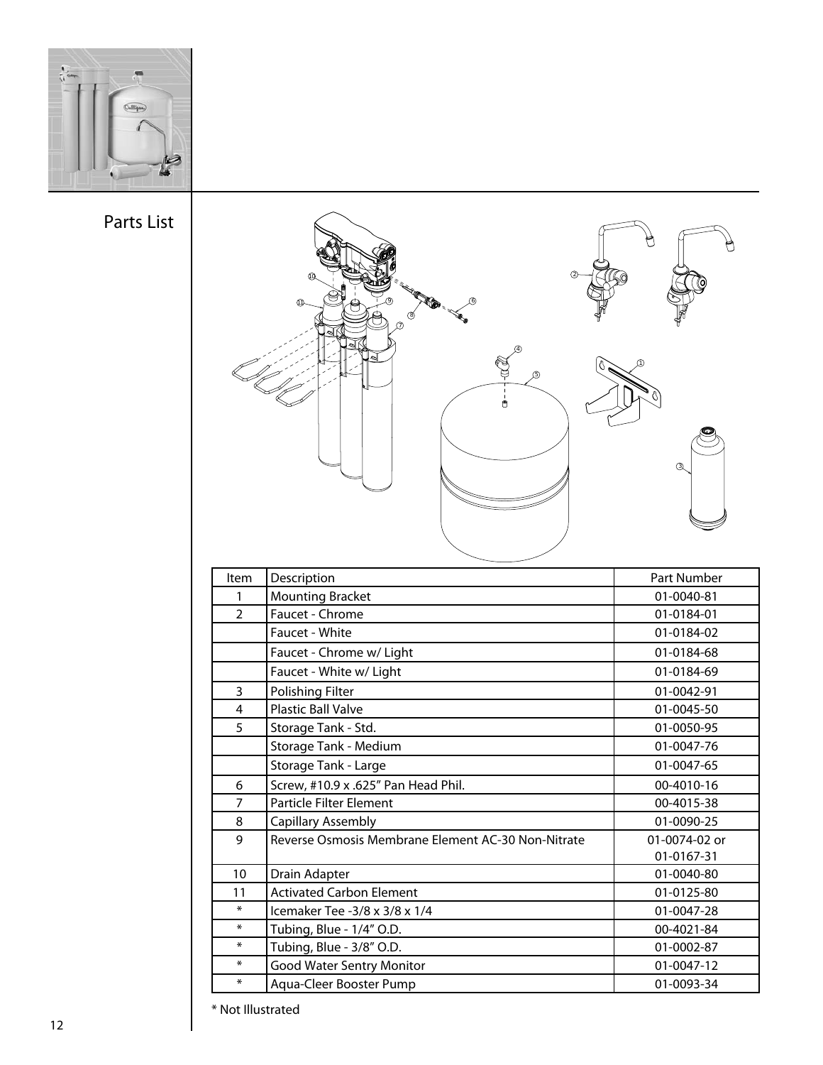## Parts List

| Item | Description | Part Number |
|---|---|---|
| 1 | Mounting Bracket | 01-0040-81 |
| 2 | Faucet - Chrome | 01-0184-01 |
| | Faucet - White | 01-0184-02 |
| | Faucet - Chrome w/ Light | 01-0184-68 |
| | Faucet - White w/ Light | 01-0184-69 |
| 3 | Polishing Filter | 01-0042-91 |
| 4 | Plastic Ball Valve | 01-0045-50 |
| 5 | Storage Tank - Std. | 01-0050-95 |
| | Storage Tank - Medium | 01-0047-76 |
| | Storage Tank - Large | 01-0047-65 |
| 6 | Screw, #10.9 x .625" Pan Head Phil. | 00-4010-16 |
| 7 | Particle Filter Element | 00-4015-38 |
| 8 | Capillary Assembly | 01-0090-25 |
| 9 | Reverse Osmosis Membrane Element AC-30 Non-Nitrate | 01-0074-02 or 01-0167-31 |
| 10 | Drain Adapter | 01-0040-80 |
| 11 | Activated Carbon Element | 01-0125-80 |
| * | Icemaker Tee -3/8 x 3/8 x 1/4 | 01-0047-28 |
| * | Tubing, Blue - 1/4" O.D. | 00-4021-84 |
| * | Tubing, Blue - 3/8" O.D. | 01-0002-87 |
| * | Good Water Sentry Monitor | 01-0047-12 |
| * | Aqua-Cleer Booster Pump | 01-0093-34 |

* Not Illustrated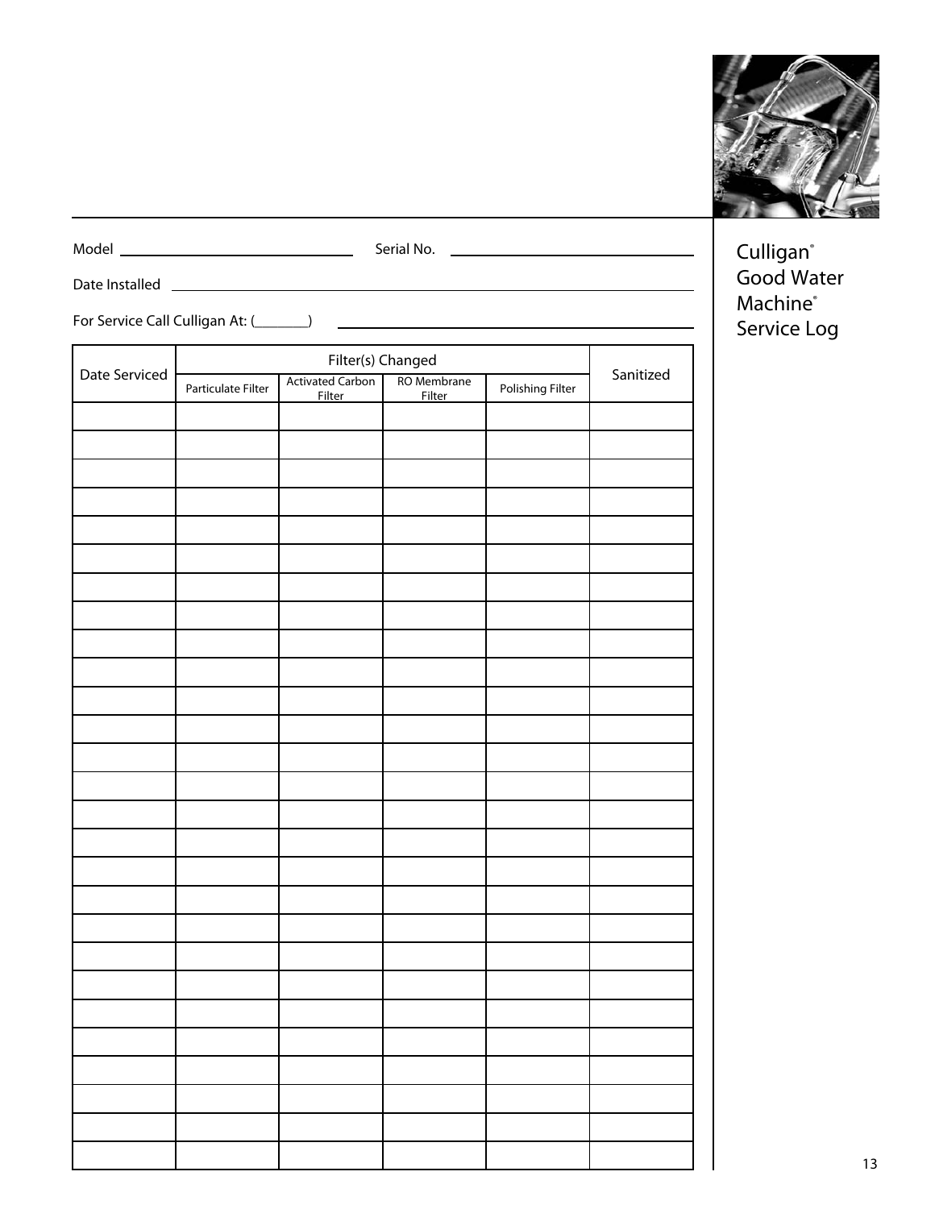# Culligan® Good Water Machine® Service Log

Model ______________________ Serial No. ______________________

Date Installed ____________________________________________

For Service Call Culligan At: (_______) ______________________

| Date Serviced | Filter(s) Changed | | | | Sanitized |
|---|---|---|---|---|---|
| | Particulate Filter | Activated Carbon Filter | RO Membrane Filter | Polishing Filter | |
| | | | | | |
| | | | | | |
| | | | | | |
| | | | | | |
| | | | | | |
| | | | | | |
| | | | | | |
| | | | | | |
| | | | | | |
| | | | | | |
| | | | | | |
| | | | | | |
| | | | | | |
| | | | | | |
| | | | | | |
| | | | | | |
| | | | | | |
| | | | | | |
| | | | | | |
| | | | | | |
| | | | | | |
| | | | | | |
| | | | | | |
| | | | | | |
| | | | | | |
| | | | | | |
| | | | | | |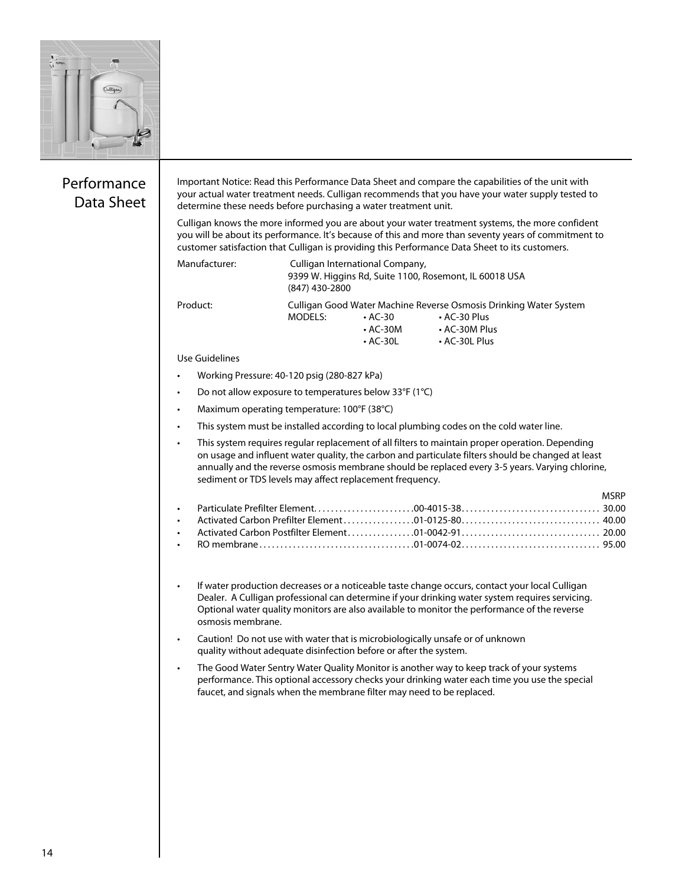# Performance Data Sheet

Important Notice: Read this Performance Data Sheet and compare the capabilities of the unit with your actual water treatment needs. Culligan recommends that you have your water supply tested to determine these needs before purchasing a water treatment unit.

Culligan knows the more informed you are about your water treatment systems, the more confident you will be about its performance. It's because of this and more than seventy years of commitment to customer satisfaction that Culligan is providing this Performance Data Sheet to its customers.

Manufacturer: Culligan International Company,
9399 W. Higgins Rd, Suite 1100, Rosemont, IL 60018 USA
(847) 430-2800

Product: Culligan Good Water Machine Reverse Osmosis Drinking Water System

MODELS:
- AC-30
- AC-30M
- AC-30L
- AC-30 Plus
- AC-30M Plus
- AC-30L Plus

Use Guidelines

- Working Pressure: 40-120 psig (280-827 kPa)
- Do not allow exposure to temperatures below 33°F (1°C)
- Maximum operating temperature: 100°F (38°C)
- This system must be installed according to local plumbing codes on the cold water line.
- This system requires regular replacement of all filters to maintain proper operation. Depending on usage and influent water quality, the carbon and particulate filters should be changed at least annually and the reverse osmosis membrane should be replaced every 3-5 years. Varying chlorine, sediment or TDS levels may affect replacement frequency.

| Element | Part No. | MSRP |
|---|---|---|
| Particulate Prefilter Element | 00-4015-38 | 30.00 |
| Activated Carbon Prefilter Element | 01-0125-80 | 40.00 |
| Activated Carbon Postfilter Element | 01-0042-91 | 20.00 |
| RO membrane | 01-0074-02 | 95.00 |

- If water production decreases or a noticeable taste change occurs, contact your local Culligan Dealer. A Culligan professional can determine if your drinking water system requires servicing. Optional water quality monitors are also available to monitor the performance of the reverse osmosis membrane.
- Caution! Do not use with water that is microbiologically unsafe or of unknown quality without adequate disinfection before or after the system.
- The Good Water Sentry Water Quality Monitor is another way to keep track of your systems performance. This optional accessory checks your drinking water each time you use the special faucet, and signals when the membrane filter may need to be replaced.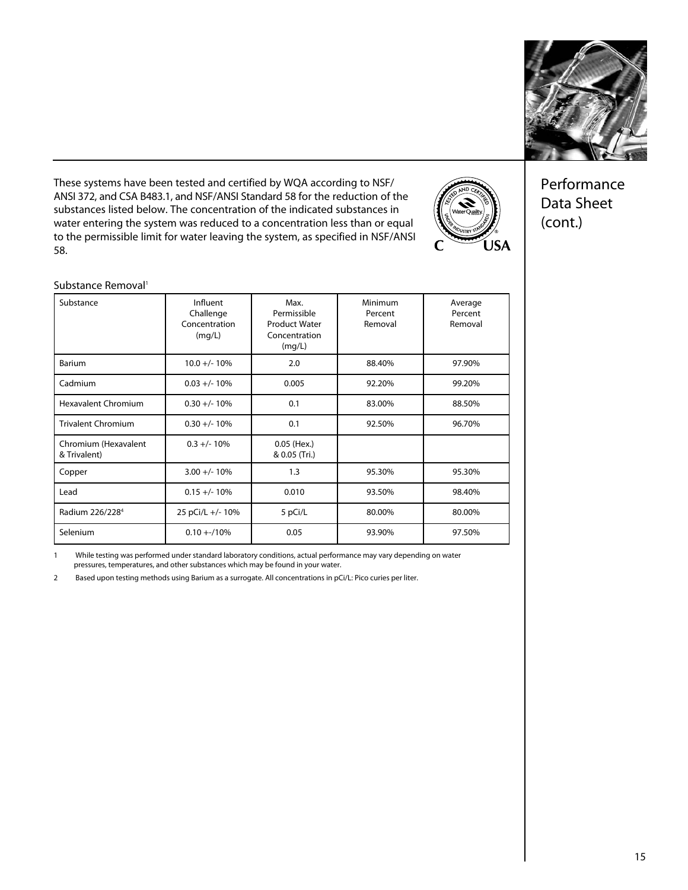# Performance Data Sheet (cont.)

These systems have been tested and certified by WQA according to NSF/ANSI 372, and CSA B483.1, and NSF/ANSI Standard 58 for the reduction of the substances listed below. The concentration of the indicated substances in water entering the system was reduced to a concentration less than or equal to the permissible limit for water leaving the system, as specified in NSF/ANSI 58.

Substance Removal[1]

| Substance | Influent Challenge Concentration (mg/L) | Max. Permissible Product Water Concentration (mg/L) | Minimum Percent Removal | Average Percent Removal |
|---|---|---|---|---|
| Barium | 10.0 +/- 10% | 2.0 | 88.40% | 97.90% |
| Cadmium | 0.03 +/- 10% | 0.005 | 92.20% | 99.20% |
| Hexavalent Chromium | 0.30 +/- 10% | 0.1 | 83.00% | 88.50% |
| Trivalent Chromium | 0.30 +/- 10% | 0.1 | 92.50% | 96.70% |
| Chromium (Hexavalent & Trivalent) | 0.3 +/- 10% | 0.05 (Hex.) & 0.05 (Tri.) | | |
| Copper | 3.00 +/- 10% | 1.3 | 95.30% | 95.30% |
| Lead | 0.15 +/- 10% | 0.010 | 93.50% | 98.40% |
| Radium 226/228[4] | 25 pCi/L +/- 10% | 5 pCi/L | 80.00% | 80.00% |
| Selenium | 0.10 +-/10% | 0.05 | 93.90% | 97.50% |

1 While testing was performed under standard laboratory conditions, actual performance may vary depending on water pressures, temperatures, and other substances which may be found in your water.

2 Based upon testing methods using Barium as a surrogate. All concentrations in pCi/L: Pico curies per liter.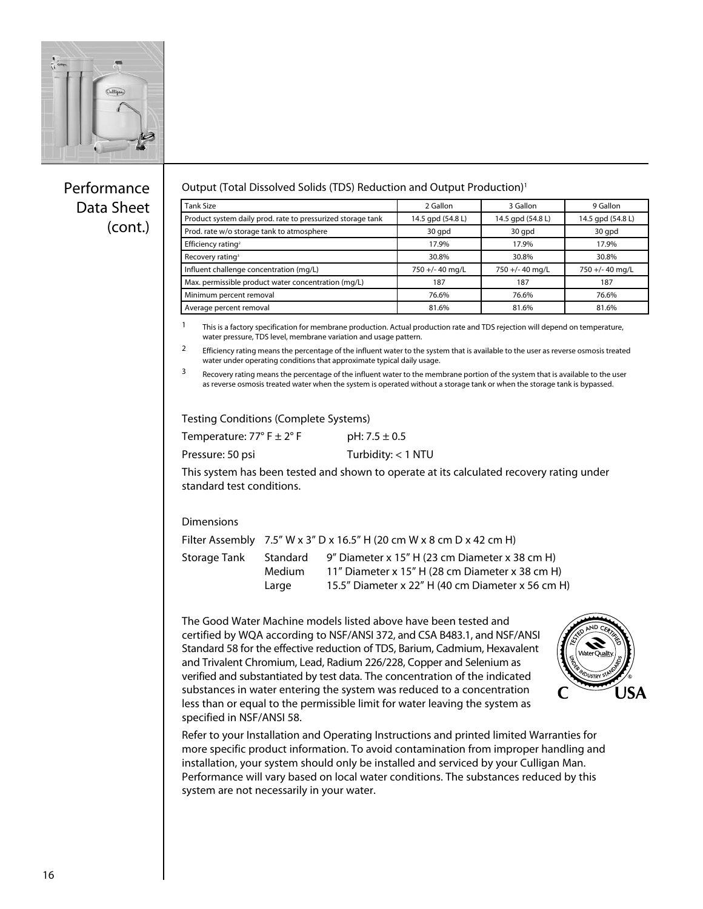# Performance Data Sheet (cont.)

Output (Total Dissolved Solids (TDS) Reduction and Output Production)[1]

| Tank Size | 2 Gallon | 3 Gallon | 9 Gallon |
|---|---|---|---|
| Product system daily prod. rate to pressurized storage tank | 14.5 gpd (54.8 L) | 14.5 gpd (54.8 L) | 14.5 gpd (54.8 L) |
| Prod. rate w/o storage tank to atmosphere | 30 gpd | 30 gpd | 30 gpd |
| Efficiency rating[2] | 17.9% | 17.9% | 17.9% |
| Recovery rating[3] | 30.8% | 30.8% | 30.8% |
| Influent challenge concentration (mg/L) | 750 +/- 40 mg/L | 750 +/- 40 mg/L | 750 +/- 40 mg/L |
| Max. permissible product water concentration (mg/L) | 187 | 187 | 187 |
| Minimum percent removal | 76.6% | 76.6% | 76.6% |
| Average percent removal | 81.6% | 81.6% | 81.6% |

[1] This is a factory specification for membrane production. Actual production rate and TDS rejection will depend on temperature, water pressure, TDS level, membrane variation and usage pattern.

[2] Efficiency rating means the percentage of the influent water to the system that is available to the user as reverse osmosis treated water under operating conditions that approximate typical daily usage.

[3] Recovery rating means the percentage of the influent water to the membrane portion of the system that is available to the user as reverse osmosis treated water when the system is operated without a storage tank or when the storage tank is bypassed.

Testing Conditions (Complete Systems)

Temperature: 77° F ± 2° F    pH: 7.5 ± 0.5

Pressure: 50 psi    Turbidity: < 1 NTU

This system has been tested and shown to operate at its calculated recovery rating under standard test conditions.

Dimensions

Filter Assembly    7.5" W x 3" D x 16.5" H (20 cm W x 8 cm D x 42 cm H)

Storage Tank
- Standard    9" Diameter x 15" H (23 cm Diameter x 38 cm H)
- Medium    11" Diameter x 15" H (28 cm Diameter x 38 cm H)
- Large    15.5" Diameter x 22" H (40 cm Diameter x 56 cm H)

The Good Water Machine models listed above have been tested and certified by WQA according to NSF/ANSI 372, and CSA B483.1, and NSF/ANSI Standard 58 for the effective reduction of TDS, Barium, Cadmium, Hexavalent and Trivalent Chromium, Lead, Radium 226/228, Copper and Selenium as verified and substantiated by test data. The concentration of the indicated substances in water entering the system was reduced to a concentration less than or equal to the permissible limit for water leaving the system as specified in NSF/ANSI 58.

TESTED AND CERTIFIED Water Quality UNDER INDUSTRY STANDARDS C USA

Refer to your Installation and Operating Instructions and printed limited Warranties for more specific product information. To avoid contamination from improper handling and installation, your system should only be installed and serviced by your Culligan Man. Performance will vary based on local water conditions. The substances reduced by this system are not necessarily in your water.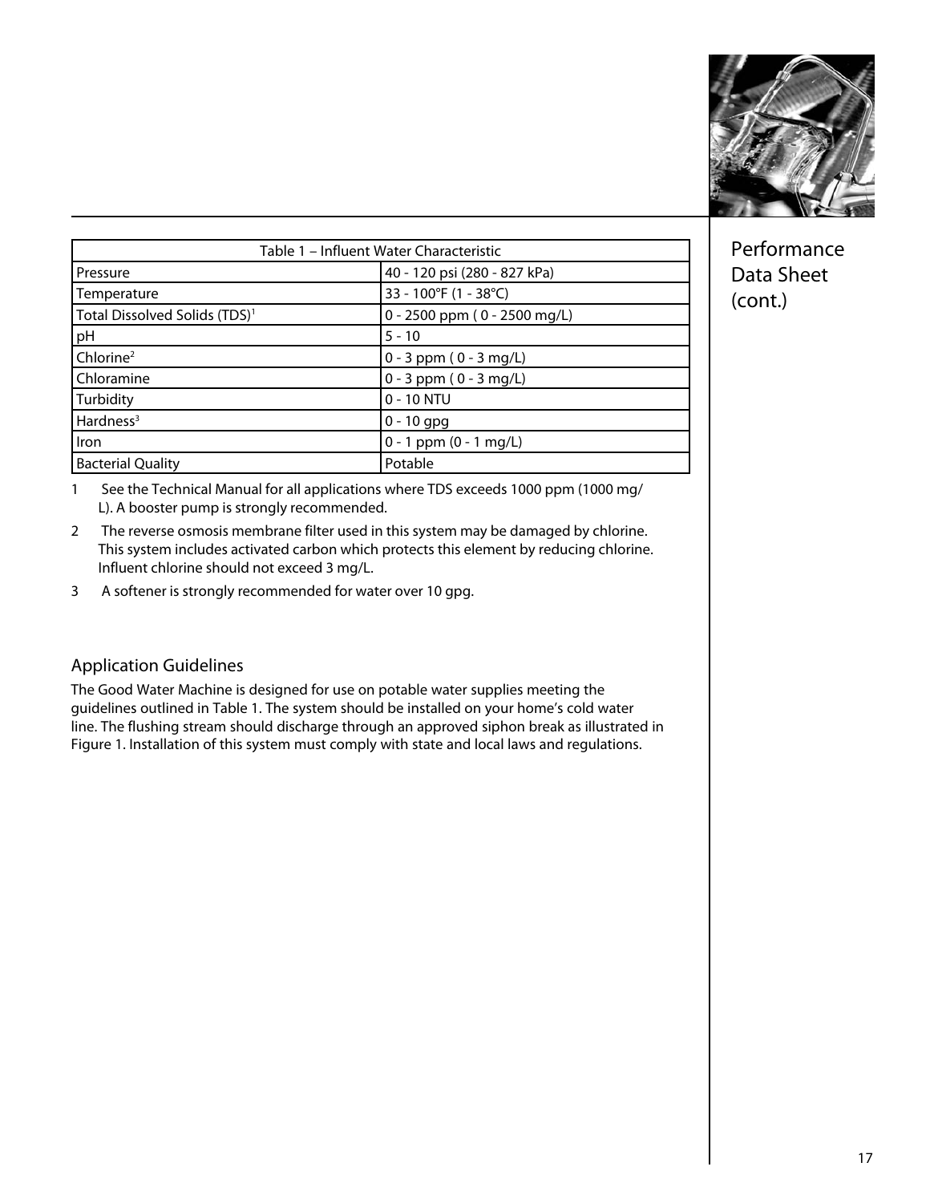## Performance Data Sheet (cont.)

| Table 1 – Influent Water Characteristic | |
|---|---|
| Pressure | 40 - 120 psi (280 - 827 kPa) |
| Temperature | 33 - 100°F (1 - 38°C) |
| Total Dissolved Solids (TDS)[1] | 0 - 2500 ppm ( 0 - 2500 mg/L) |
| pH | 5 - 10 |
| Chlorine[2] | 0 - 3 ppm ( 0 - 3 mg/L) |
| Chloramine | 0 - 3 ppm ( 0 - 3 mg/L) |
| Turbidity | 0 - 10 NTU |
| Hardness[3] | 0 - 10 gpg |
| Iron | 0 - 1 ppm (0 - 1 mg/L) |
| Bacterial Quality | Potable |

1 See the Technical Manual for all applications where TDS exceeds 1000 ppm (1000 mg/L). A booster pump is strongly recommended.

2 The reverse osmosis membrane filter used in this system may be damaged by chlorine. This system includes activated carbon which protects this element by reducing chlorine. Influent chlorine should not exceed 3 mg/L.

3 A softener is strongly recommended for water over 10 gpg.

### Application Guidelines

The Good Water Machine is designed for use on potable water supplies meeting the guidelines outlined in Table 1. The system should be installed on your home's cold water line. The flushing stream should discharge through an approved siphon break as illustrated in Figure 1. Installation of this system must comply with state and local laws and regulations.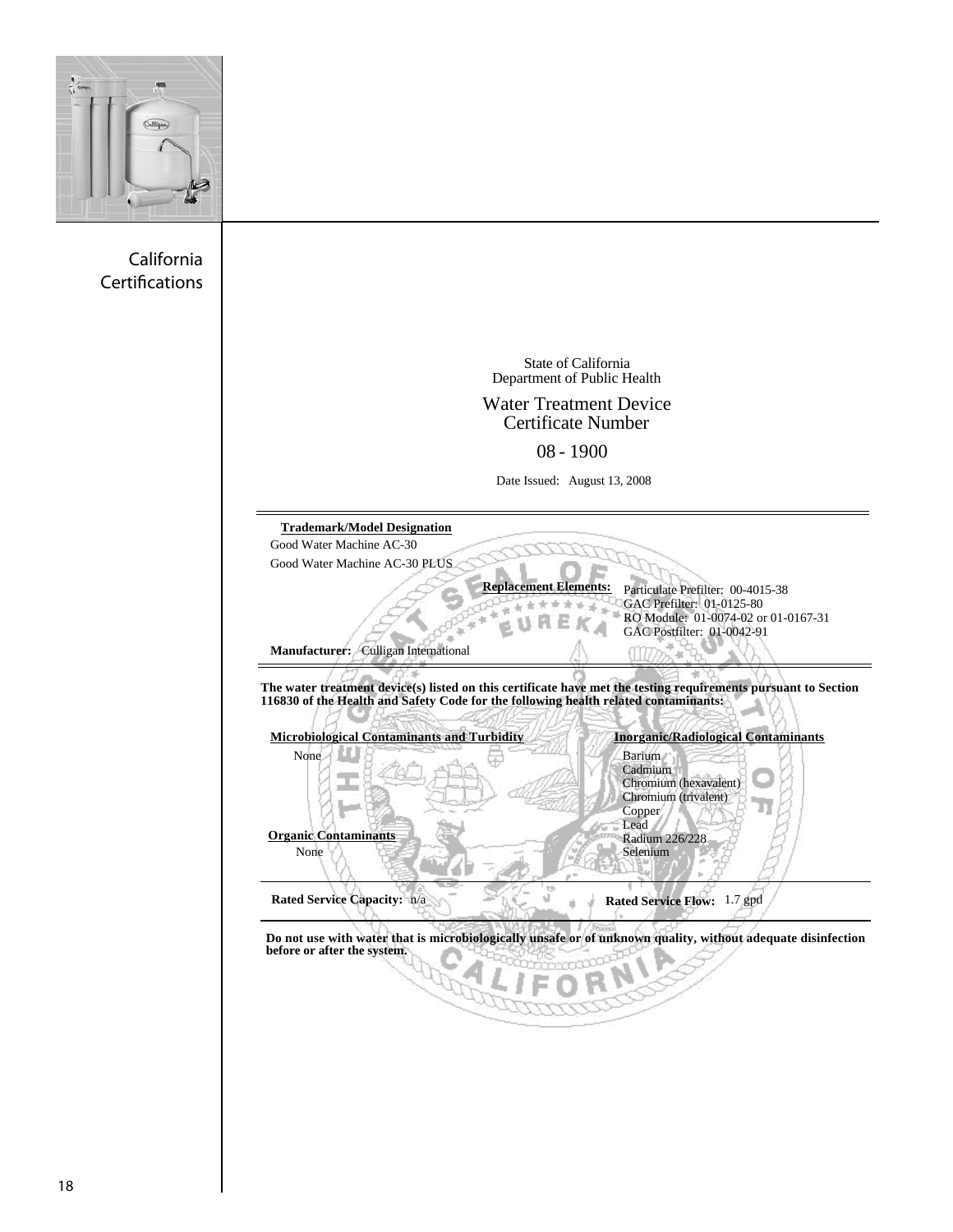California Certifications

State of California
Department of Public Health

Water Treatment Device
Certificate Number

08 - 1900

Date Issued: August 13, 2008

**Trademark/Model Designation**

Good Water Machine AC-30
Good Water Machine AC-30 PLUS

**Replacement Elements:**
Particulate Prefilter: 00-4015-38
GAC Prefilter: 01-0125-80
RO Module: 01-0074-02 or 01-0167-31
GAC Postfilter: 01-0042-91

**Manufacturer:** Culligan International

**The water treatment device(s) listed on this certificate have met the testing requirements pursuant to Section 116830 of the Health and Safety Code for the following health related contaminants:**

**Microbiological Contaminants and Turbidity**

None

**Organic Contaminants**

None

**Inorganic/Radiological Contaminants**

Barium
Cadmium
Chromium (hexavalent)
Chromium (trivalent)
Copper
Lead
Radium 226/228
Selenium

**Rated Service Capacity:** n/a

**Rated Service Flow:** 1.7 gpd

**Do not use with water that is microbiologically unsafe or of unknown quality, without adequate disinfection before or after the system.**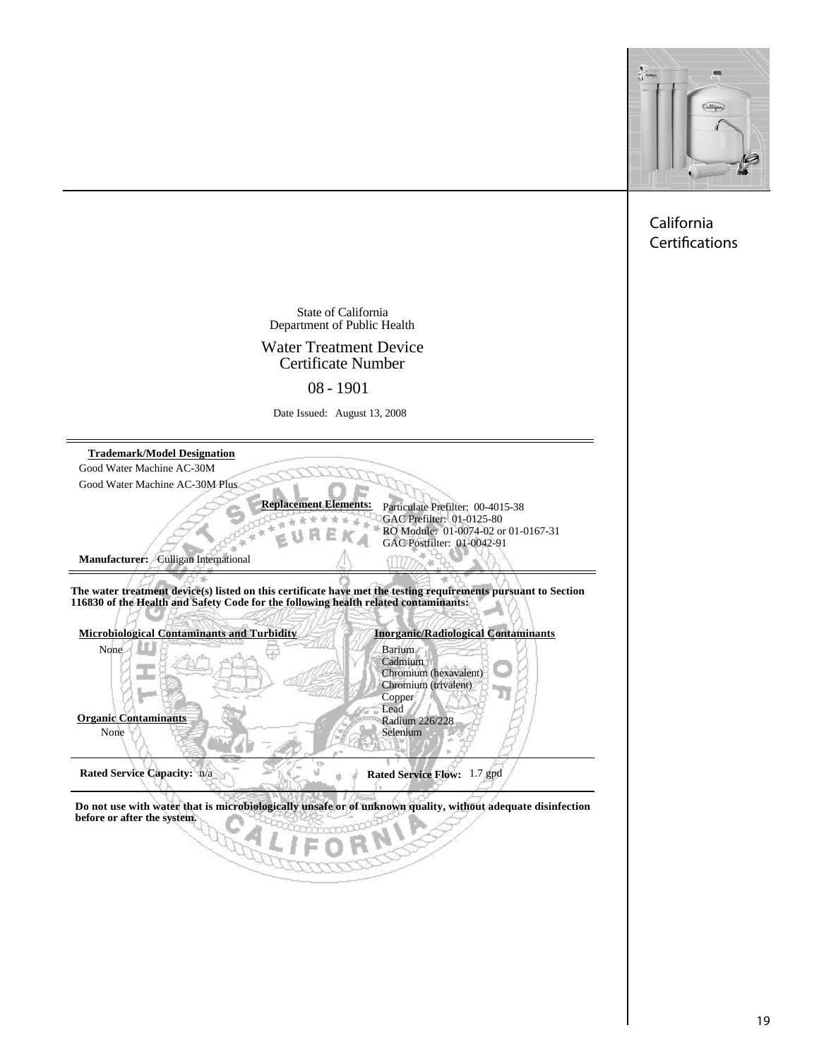California Certifications

State of California
Department of Public Health

## Water Treatment Device
## Certificate Number

## 08 - 1901

Date Issued: August 13, 2008

---

**Trademark/Model Designation**

Good Water Machine AC-30M

Good Water Machine AC-30M Plus

**Replacement Elements:**
Particulate Prefilter: 00-4015-38
GAC Prefilter: 01-0125-80
RO Module: 01-0074-02 or 01-0167-31
GAC Postfilter: 01-0042-91

**Manufacturer:** Culligan International

---

**The water treatment device(s) listed on this certificate have met the testing requirements pursuant to Section 116830 of the Health and Safety Code for the following health related contaminants:**

**Microbiological Contaminants and Turbidity**

None

**Organic Contaminants**

None

**Inorganic/Radiological Contaminants**

Barium
Cadmium
Chromium (hexavalent)
Chromium (trivalent)
Copper
Lead
Radium 226/228
Selenium

---

**Rated Service Capacity:** n/a

**Rated Service Flow:** 1.7 gpd

---

**Do not use with water that is microbiologically unsafe or of unknown quality, without adequate disinfection before or after the system.**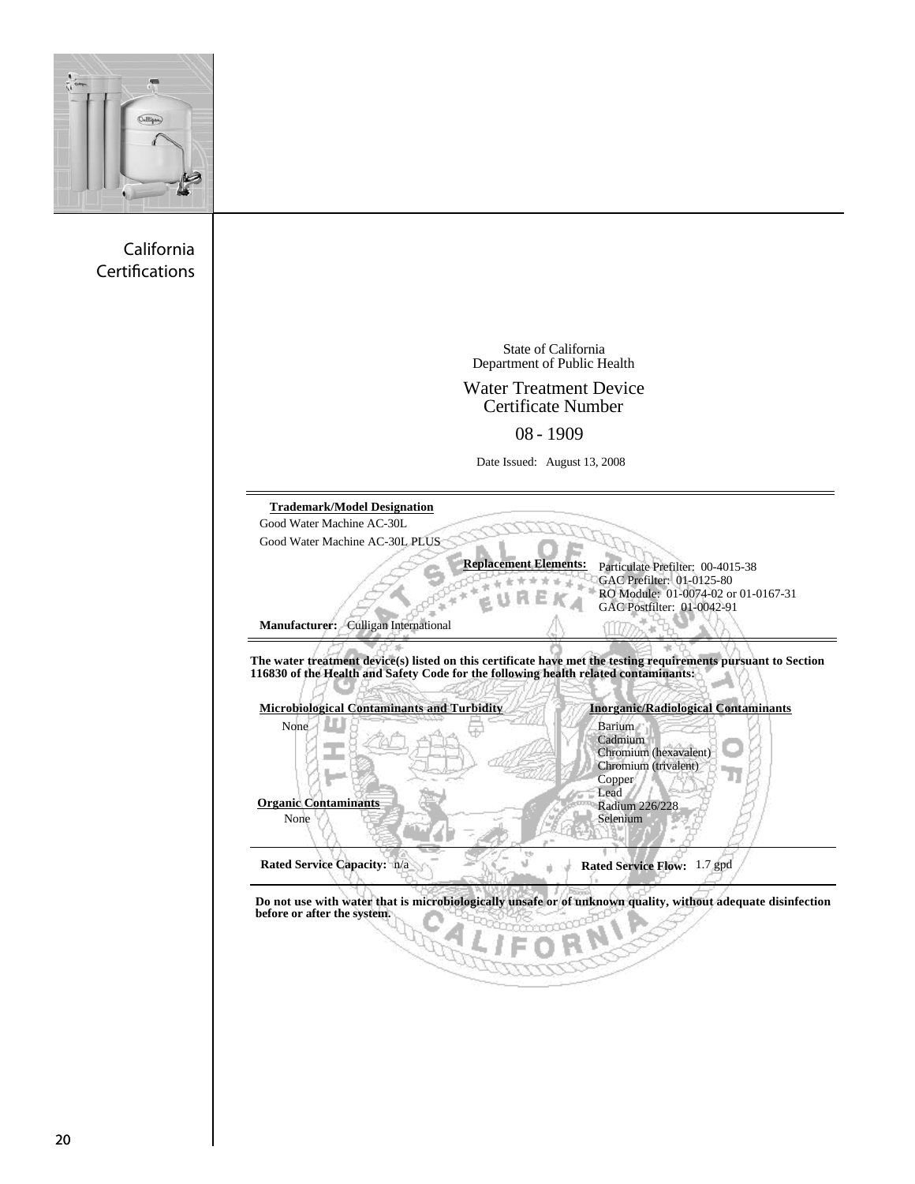## California Certifications

State of California
Department of Public Health

Water Treatment Device
Certificate Number

08 - 1909

Date Issued: August 13, 2008

---

**Trademark/Model Designation**

Good Water Machine AC-30L

Good Water Machine AC-30L PLUS

**Replacement Elements:**

Particulate Prefilter: 00-4015-38
GAC Prefilter: 01-0125-80
RO Module: 01-0074-02 or 01-0167-31
GAC Postfilter: 01-0042-91

**Manufacturer:** Culligan International

---

**The water treatment device(s) listed on this certificate have met the testing requirements pursuant to Section 116830 of the Health and Safety Code for the following health related contaminants:**

**Microbiological Contaminants and Turbidity**

None

**Organic Contaminants**

None

**Inorganic/Radiological Contaminants**

Barium
Cadmium
Chromium (hexavalent)
Chromium (trivalent)
Copper
Lead
Radium 226/228
Selenium

---

**Rated Service Capacity:** n/a

**Rated Service Flow:** 1.7 gpd

---

**Do not use with water that is microbiologically unsafe or of unknown quality, without adequate disinfection before or after the system.**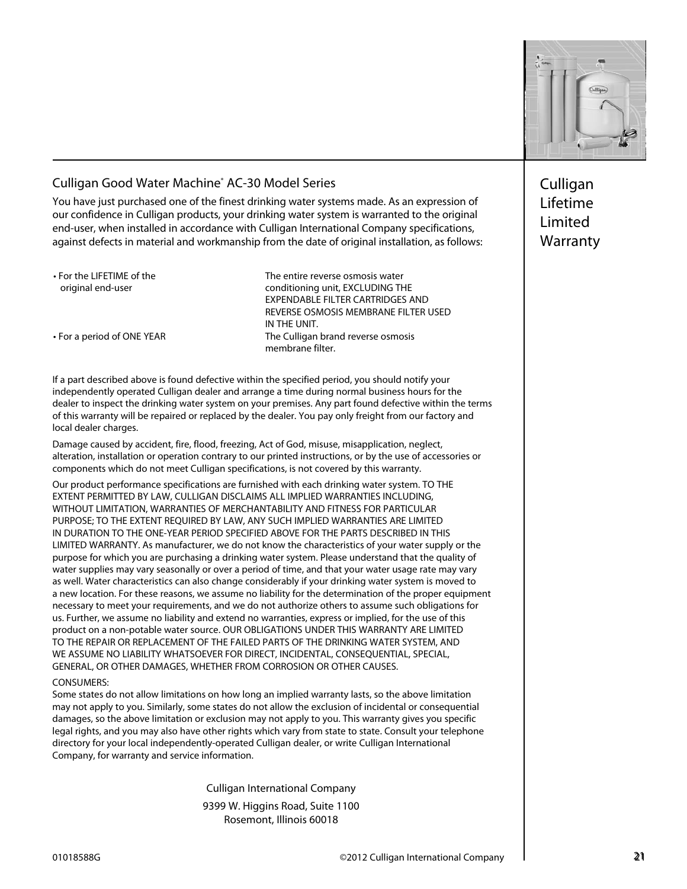# Culligan Lifetime Limited Warranty

## Culligan Good Water Machine® AC-30 Model Series

You have just purchased one of the finest drinking water systems made. As an expression of our confidence in Culligan products, your drinking water system is warranted to the original end-user, when installed in accordance with Culligan International Company specifications, against defects in material and workmanship from the date of original installation, as follows:

| | |
|---|---|
| • For the LIFETIME of the original end-user | The entire reverse osmosis water conditioning unit, EXCLUDING THE EXPENDABLE FILTER CARTRIDGES AND REVERSE OSMOSIS MEMBRANE FILTER USED IN THE UNIT. |
| • For a period of ONE YEAR | The Culligan brand reverse osmosis membrane filter. |

If a part described above is found defective within the specified period, you should notify your independently operated Culligan dealer and arrange a time during normal business hours for the dealer to inspect the drinking water system on your premises. Any part found defective within the terms of this warranty will be repaired or replaced by the dealer. You pay only freight from our factory and local dealer charges.

Damage caused by accident, fire, flood, freezing, Act of God, misuse, misapplication, neglect, alteration, installation or operation contrary to our printed instructions, or by the use of accessories or components which do not meet Culligan specifications, is not covered by this warranty.

Our product performance specifications are furnished with each drinking water system. TO THE EXTENT PERMITTED BY LAW, CULLIGAN DISCLAIMS ALL IMPLIED WARRANTIES INCLUDING, WITHOUT LIMITATION, WARRANTIES OF MERCHANTABILITY AND FITNESS FOR PARTICULAR PURPOSE; TO THE EXTENT REQUIRED BY LAW, ANY SUCH IMPLIED WARRANTIES ARE LIMITED IN DURATION TO THE ONE-YEAR PERIOD SPECIFIED ABOVE FOR THE PARTS DESCRIBED IN THIS LIMITED WARRANTY. As manufacturer, we do not know the characteristics of your water supply or the purpose for which you are purchasing a drinking water system. Please understand that the quality of water supplies may vary seasonally or over a period of time, and that your water usage rate may vary as well. Water characteristics can also change considerably if your drinking water system is moved to a new location. For these reasons, we assume no liability for the determination of the proper equipment necessary to meet your requirements, and we do not authorize others to assume such obligations for us. Further, we assume no liability and extend no warranties, express or implied, for the use of this product on a non-potable water source. OUR OBLIGATIONS UNDER THIS WARRANTY ARE LIMITED TO THE REPAIR OR REPLACEMENT OF THE FAILED PARTS OF THE DRINKING WATER SYSTEM, AND WE ASSUME NO LIABILITY WHATSOEVER FOR DIRECT, INCIDENTAL, CONSEQUENTIAL, SPECIAL, GENERAL, OR OTHER DAMAGES, WHETHER FROM CORROSION OR OTHER CAUSES.

CONSUMERS:
Some states do not allow limitations on how long an implied warranty lasts, so the above limitation may not apply to you. Similarly, some states do not allow the exclusion of incidental or consequential damages, so the above limitation or exclusion may not apply to you. This warranty gives you specific legal rights, and you may also have other rights which vary from state to state. Consult your telephone directory for your local independently-operated Culligan dealer, or write Culligan International Company, for warranty and service information.

Culligan International Company

9399 W. Higgins Road, Suite 1100
Rosemont, Illinois 60018

01018588G

©2012 Culligan International Company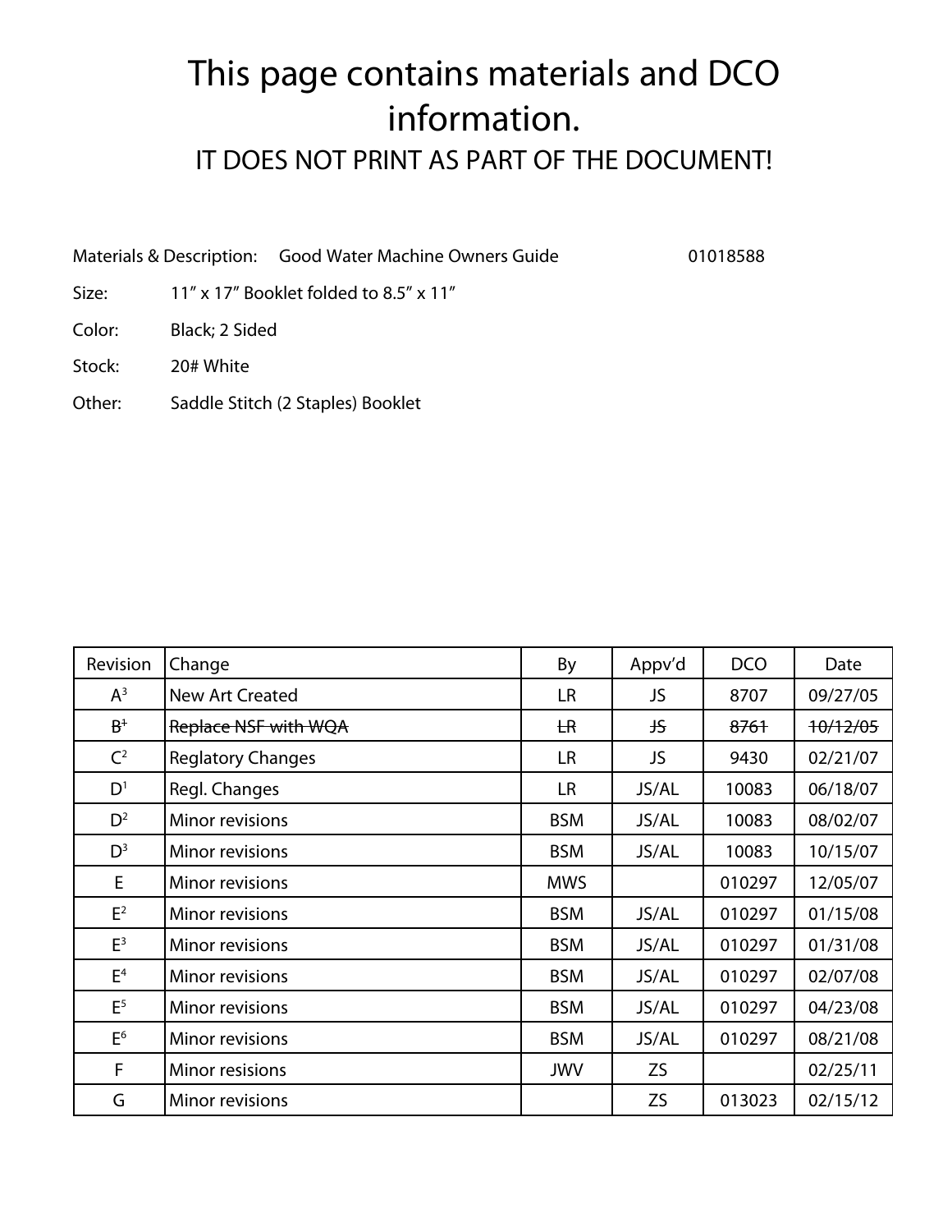# This page contains materials and DCO information.

## IT DOES NOT PRINT AS PART OF THE DOCUMENT!

Materials & Description: Good Water Machine Owners Guide 01018588

Size: 11″ x 17″ Booklet folded to 8.5″ x 11″

Color: Black; 2 Sided

Stock: 20# White

Other: Saddle Stitch (2 Staples) Booklet

| Revision | Change | By | Appv'd | DCO | Date |
|---|---|---|---|---|---|
| $A^3$ | New Art Created | LR | JS | 8707 | 09/27/05 |
| ~~$B^1$~~ | ~~Replace NSF with WQA~~ | ~~LR~~ | ~~JS~~ | ~~8761~~ | ~~10/12/05~~ |
| $C^2$ | Reglatory Changes | LR | JS | 9430 | 02/21/07 |
| $D^1$ | Regl. Changes | LR | JS/AL | 10083 | 06/18/07 |
| $D^2$ | Minor revisions | BSM | JS/AL | 10083 | 08/02/07 |
| $D^3$ | Minor revisions | BSM | JS/AL | 10083 | 10/15/07 |
| E | Minor revisions | MWS | | 010297 | 12/05/07 |
| $E^2$ | Minor revisions | BSM | JS/AL | 010297 | 01/15/08 |
| $E^3$ | Minor revisions | BSM | JS/AL | 010297 | 01/31/08 |
| $E^4$ | Minor revisions | BSM | JS/AL | 010297 | 02/07/08 |
| $E^5$ | Minor revisions | BSM | JS/AL | 010297 | 04/23/08 |
| $E^6$ | Minor revisions | BSM | JS/AL | 010297 | 08/21/08 |
| F | Minor resisions | JWV | ZS | | 02/25/11 |
| G | Minor revisions | | ZS | 013023 | 02/15/12 |